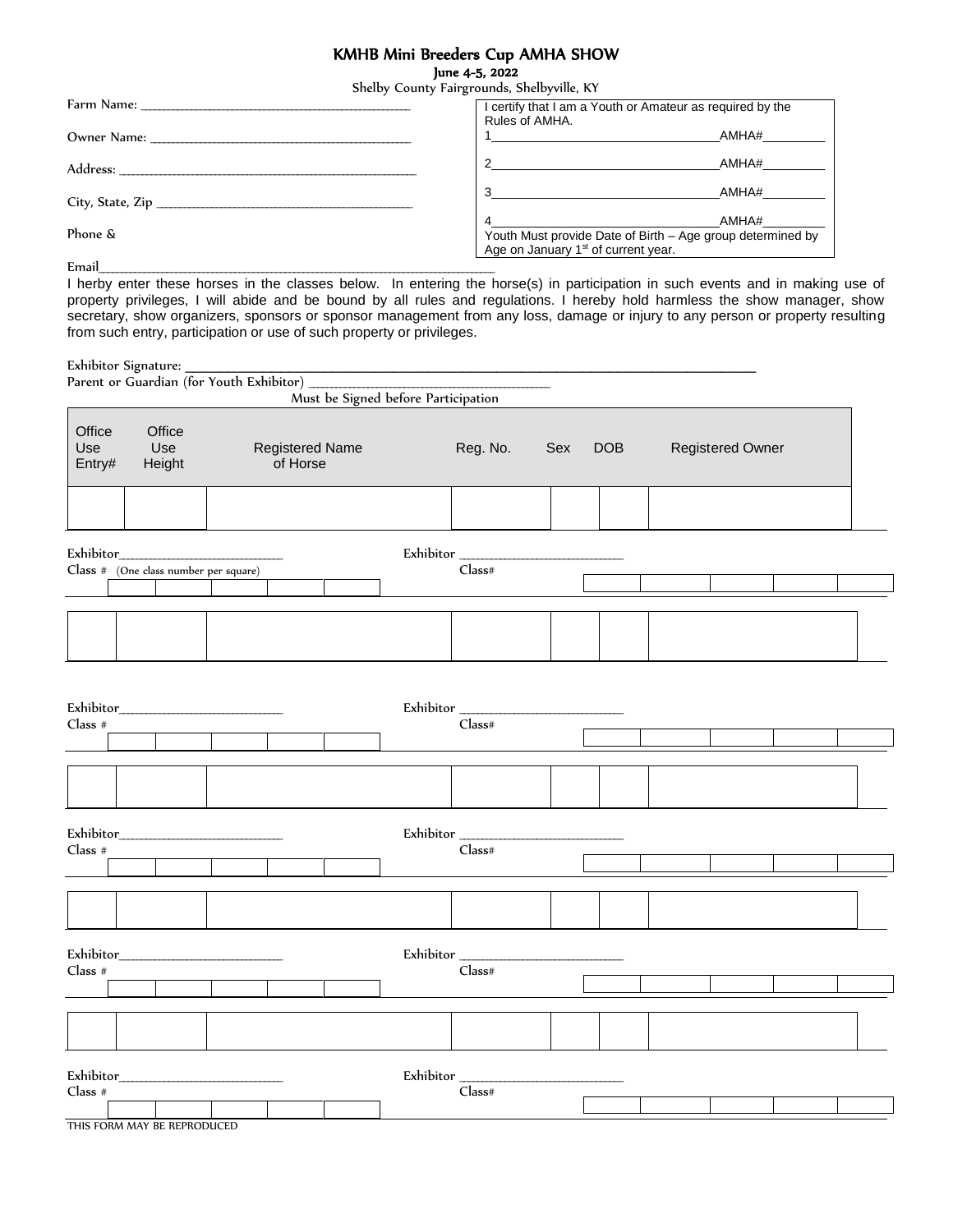# KMHB Mini Breeders Cup AMHA SHOW

**June 4-5, 2022**

Shelby County Fairgrounds, Shelbyville, KY

Farm Name: ___________________________________________

Owner Name: ___________________________________________

Address: ______________________________________________

City, State, Zip ________________________________________

Phone &

Email_____________________________________________________________

I certify that I am a Youth or Amateur as required by the Rules of AMHA.

1________________________________AMHA#_________

2________________________________AMHA#_________

3________________________________AMHA#_________

4________________________________AMHA#_________

Youth Must provide Date of Birth – Age group determined by Age on January 1st of current year.

I herby enter these horses in the classes below. In entering the horse(s) in participation in such events and in making use of property privileges, I will abide and be bound by all rules and regulations. I hereby hold harmless the show manager, show secretary, show organizers, sponsors or sponsor management from any loss, damage or injury to any person or property resulting from such entry, participation or use of such property or privileges.

Exhibitor Signature: ______________________________________________________________________________

Parent or Guardian (for Youth Exhibitor) ______________________________________

Must be Signed before Participation

| Office Use Entry# | Office Use Height | Registered Name of Horse | Reg. No. | Sex | DOB | Registered Owner |
|---|---|---|---|---|---|---|
| | | | | | | |

Exhibitor__________________________ Exhibitor __________________________

Class # (One class number per square) Class#

| | | | | |
|---|---|---|---|---|
| | | | | |

| | | | | |
|---|---|---|---|---|
| | | | | |

| | | | | | | |
|---|---|---|---|---|---|---|
| | | | | | | |

Exhibitor__________________________ Exhibitor __________________________

Class # Class#

| | | | | |
|---|---|---|---|---|
| | | | | |

| | | | | |
|---|---|---|---|---|
| | | | | |

| | | | | | | |
|---|---|---|---|---|---|---|
| | | | | | | |

Exhibitor__________________________ Exhibitor __________________________

Class # Class#

| | | | | |
|---|---|---|---|---|
| | | | | |

| | | | | |
|---|---|---|---|---|
| | | | | |

| | | | | | | |
|---|---|---|---|---|---|---|
| | | | | | | |

Exhibitor__________________________ Exhibitor __________________________

Class # Class#

| | | | | |
|---|---|---|---|---|
| | | | | |

| | | | | |
|---|---|---|---|---|
| | | | | |

| | | | | | | |
|---|---|---|---|---|---|---|
| | | | | | | |

Exhibitor__________________________ Exhibitor __________________________

Class # Class#

| | | | | |
|---|---|---|---|---|
| | | | | |

| | | | | |
|---|---|---|---|---|
| | | | | |

THIS FORM MAY BE REPRODUCED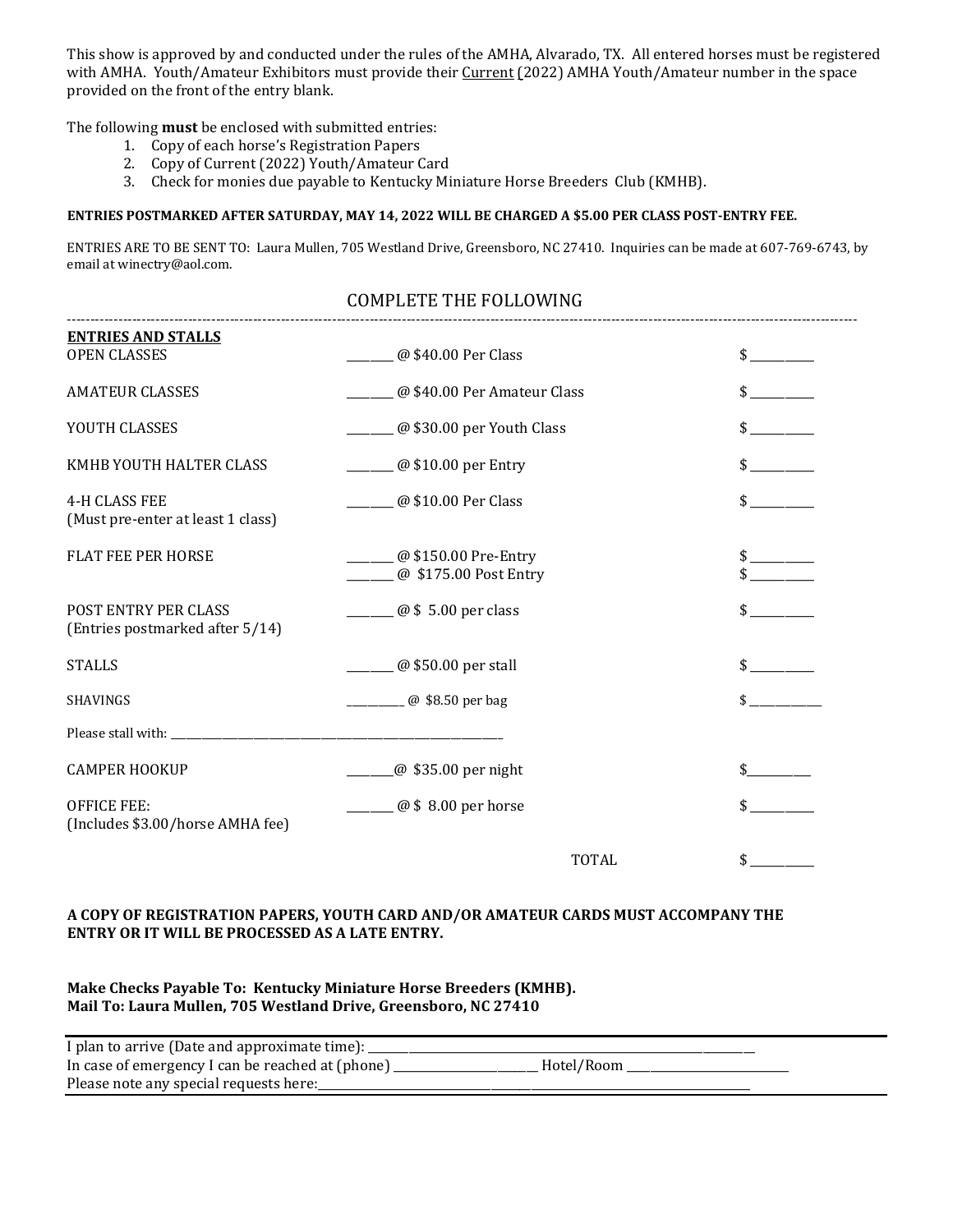This show is approved by and conducted under the rules of the AMHA, Alvarado, TX. All entered horses must be registered with AMHA. Youth/Amateur Exhibitors must provide their Current (2022) AMHA Youth/Amateur number in the space provided on the front of the entry blank.

The following **must** be enclosed with submitted entries:

1. Copy of each horse's Registration Papers
2. Copy of Current (2022) Youth/Amateur Card
3. Check for monies due payable to Kentucky Miniature Horse Breeders Club (KMHB).

**ENTRIES POSTMARKED AFTER SATURDAY, MAY 14, 2022 WILL BE CHARGED A $5.00 PER CLASS POST-ENTRY FEE.**

ENTRIES ARE TO BE SENT TO: Laura Mullen, 705 Westland Drive, Greensboro, NC 27410. Inquiries can be made at 607-769-6743, by email at winectry@aol.com.

COMPLETE THE FOLLOWING

---

| **ENTRIES AND STALLS** | | |
|---|---|---|
| OPEN CLASSES | _______ @ $40.00 Per Class | $ _________ |
| AMATEUR CLASSES | _______ @ $40.00 Per Amateur Class | $ _________ |
| YOUTH CLASSES | _______ @ $30.00 per Youth Class | $ _________ |
| KMHB YOUTH HALTER CLASS | _______ @ $10.00 per Entry | $ _________ |
| 4-H CLASS FEE (Must pre-enter at least 1 class) | _______ @ $10.00 Per Class | $ _________ |
| FLAT FEE PER HORSE | _______ @ $150.00 Pre-Entry | $ _________ |
| | _______ @ $175.00 Post Entry | $ _________ |
| POST ENTRY PER CLASS (Entries postmarked after 5/14) | _______ @ $ 5.00 per class | $ _________ |
| STALLS | _______ @ $50.00 per stall | $ _________ |
| SHAVINGS | _______ @ $8.50 per bag | $ _________ |
| Please stall with: _______________________ | | |
| CAMPER HOOKUP | _______ @ $35.00 per night | $ _________ |
| OFFICE FEE: (Includes $3.00/horse AMHA fee) | _______ @ $ 8.00 per horse | $ _________ |
| | TOTAL | $ _________ |

**A COPY OF REGISTRATION PAPERS, YOUTH CARD AND/OR AMATEUR CARDS MUST ACCOMPANY THE ENTRY OR IT WILL BE PROCESSED AS A LATE ENTRY.**

**Make Checks Payable To: Kentucky Miniature Horse Breeders (KMHB).**
**Mail To: Laura Mullen, 705 Westland Drive, Greensboro, NC 27410**

---

I plan to arrive (Date and approximate time): _______________________________

In case of emergency I can be reached at (phone) _______________ Hotel/Room _______________

Please note any special requests here: _______________________________